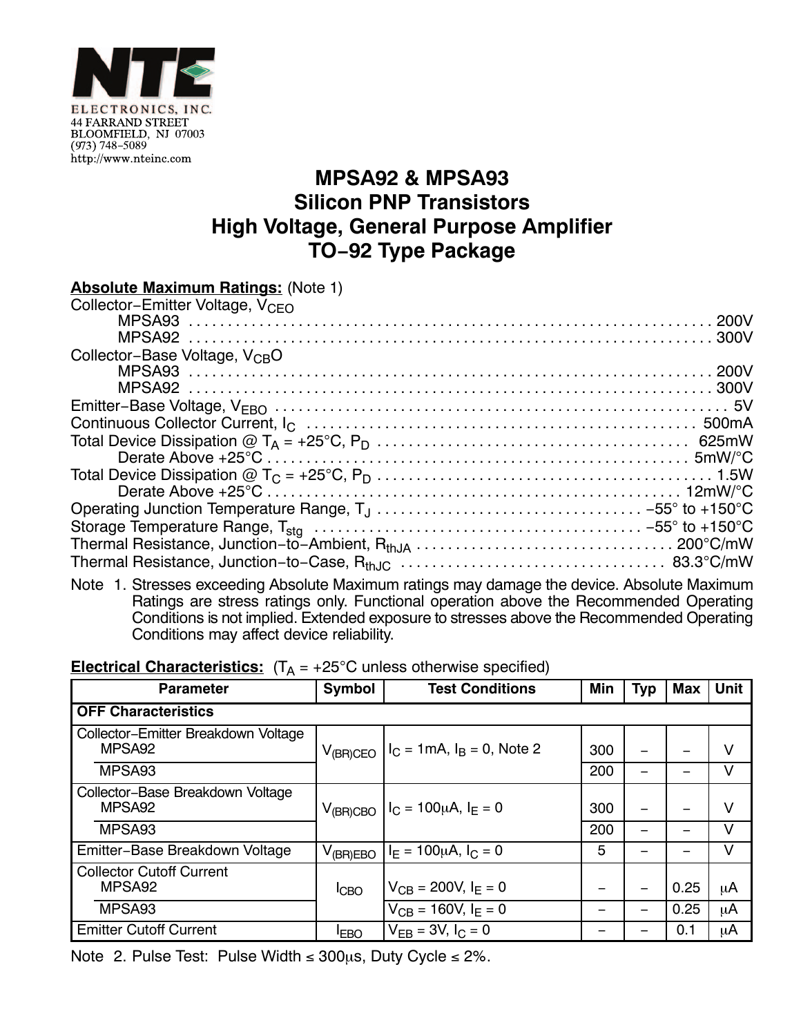**NTE ELECTRONICS, INC.**
44 FARRAND STREET
BLOOMFIELD, NJ 07003
(973) 748−5089
http://www.nteinc.com

# MPSA92 & MPSA93
# Silicon PNP Transistors
# High Voltage, General Purpose Amplifier
# TO−92 Type Package

**Absolute Maximum Ratings:** (Note 1)

Collector−Emitter Voltage, $V_{CEO}$
- MPSA93 . . . 200V
- MPSA92 . . . 300V

Collector−Base Voltage, $V_{CB}O$
- MPSA93 . . . 200V
- MPSA92 . . . 300V

Emitter−Base Voltage, $V_{EBO}$ . . . 5V

Continuous Collector Current, $I_C$ . . . 500mA

Total Device Dissipation @ $T_A$ = +25°C, $P_D$ . . . 625mW
- Derate Above +25°C . . . 5mW/°C

Total Device Dissipation @ $T_C$ = +25°C, $P_D$ . . . 1.5W
- Derate Above +25°C . . . 12mW/°C

Operating Junction Temperature Range, $T_J$ . . . −55° to +150°C

Storage Temperature Range, $T_{stg}$ . . . −55° to +150°C

Thermal Resistance, Junction−to−Ambient, $R_{thJA}$ . . . 200°C/mW

Thermal Resistance, Junction−to−Case, $R_{thJC}$ . . . 83.3°C/mW

Note 1. Stresses exceeding Absolute Maximum ratings may damage the device. Absolute Maximum Ratings are stress ratings only. Functional operation above the Recommended Operating Conditions is not implied. Extended exposure to stresses above the Recommended Operating Conditions may affect device reliability.

**Electrical Characteristics:** ($T_A$ = +25°C unless otherwise specified)

| Parameter | Symbol | Test Conditions | Min | Typ | Max | Unit |
|---|---|---|---|---|---|---|
| **OFF Characteristics** | | | | | | |
| Collector−Emitter Breakdown Voltage MPSA92 | $V_{(BR)CEO}$ | $I_C$ = 1mA, $I_B$ = 0, Note 2 | 300 | – | – | V |
| MPSA93 | | | 200 | – | – | V |
| Collector−Base Breakdown Voltage MPSA92 | $V_{(BR)CBO}$ | $I_C$ = 100μA, $I_E$ = 0 | 300 | – | – | V |
| MPSA93 | | | 200 | – | – | V |
| Emitter−Base Breakdown Voltage | $V_{(BR)EBO}$ | $I_E$ = 100μA, $I_C$ = 0 | 5 | – | – | V |
| Collector Cutoff Current MPSA92 | $I_{CBO}$ | $V_{CB}$ = 200V, $I_E$ = 0 | – | – | 0.25 | μA |
| MPSA93 | | $V_{CB}$ = 160V, $I_E$ = 0 | – | – | 0.25 | μA |
| Emitter Cutoff Current | $I_{EBO}$ | $V_{EB}$ = 3V, $I_C$ = 0 | – | – | 0.1 | μA |

Note 2. Pulse Test: Pulse Width ≤ 300μs, Duty Cycle ≤ 2%.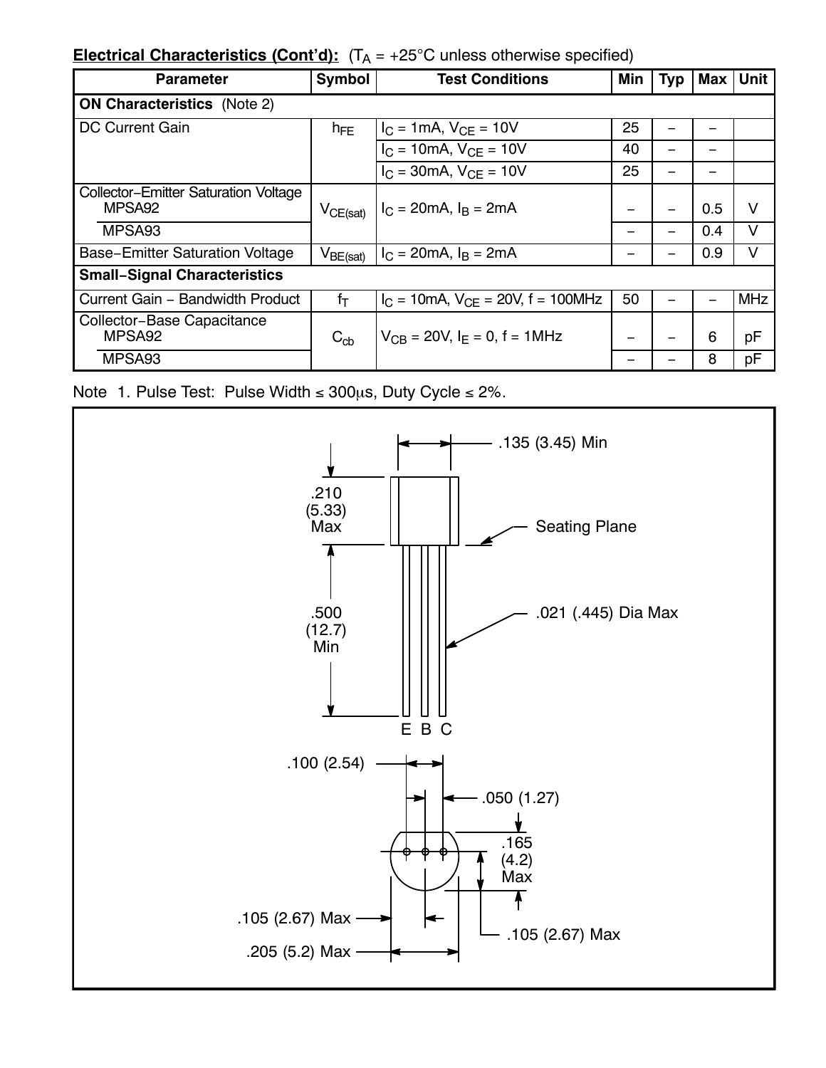**Electrical Characteristics (Cont'd):** ($T_A$ = +25°C unless otherwise specified)

| Parameter | Symbol | Test Conditions | Min | Typ | Max | Unit |
|---|---|---|---|---|---|---|
| **ON Characteristics** (Note 2) | | | | | | |
| DC Current Gain | $h_{FE}$ | $I_C$ = 1mA, $V_{CE}$ = 10V | 25 | – | – | |
| | | $I_C$ = 10mA, $V_{CE}$ = 10V | 40 | – | – | |
| | | $I_C$ = 30mA, $V_{CE}$ = 10V | 25 | – | – | |
| Collector−Emitter Saturation Voltage MPSA92 | $V_{CE(sat)}$ | $I_C$ = 20mA, $I_B$ = 2mA | – | – | 0.5 | V |
| MPSA93 | | | – | – | 0.4 | V |
| Base−Emitter Saturation Voltage | $V_{BE(sat)}$ | $I_C$ = 20mA, $I_B$ = 2mA | – | – | 0.9 | V |
| **Small−Signal Characteristics** | | | | | | |
| Current Gain − Bandwidth Product | $f_T$ | $I_C$ = 10mA, $V_{CE}$ = 20V, f = 100MHz | 50 | – | – | MHz |
| Collector−Base Capacitance MPSA92 | $C_{cb}$ | $V_{CB}$ = 20V, $I_E$ = 0, f = 1MHz | – | – | 6 | pF |
| MPSA93 | | | – | – | 8 | pF |

Note 1. Pulse Test: Pulse Width ≤ 300μs, Duty Cycle ≤ 2%.

.135 (3.45) Min

.210 (5.33) Max

Seating Plane

.500 (12.7) Min

.021 (.445) Dia Max

E B C

.100 (2.54)

.050 (1.27)

.165 (4.2) Max

.105 (2.67) Max

.105 (2.67) Max

.205 (5.2) Max